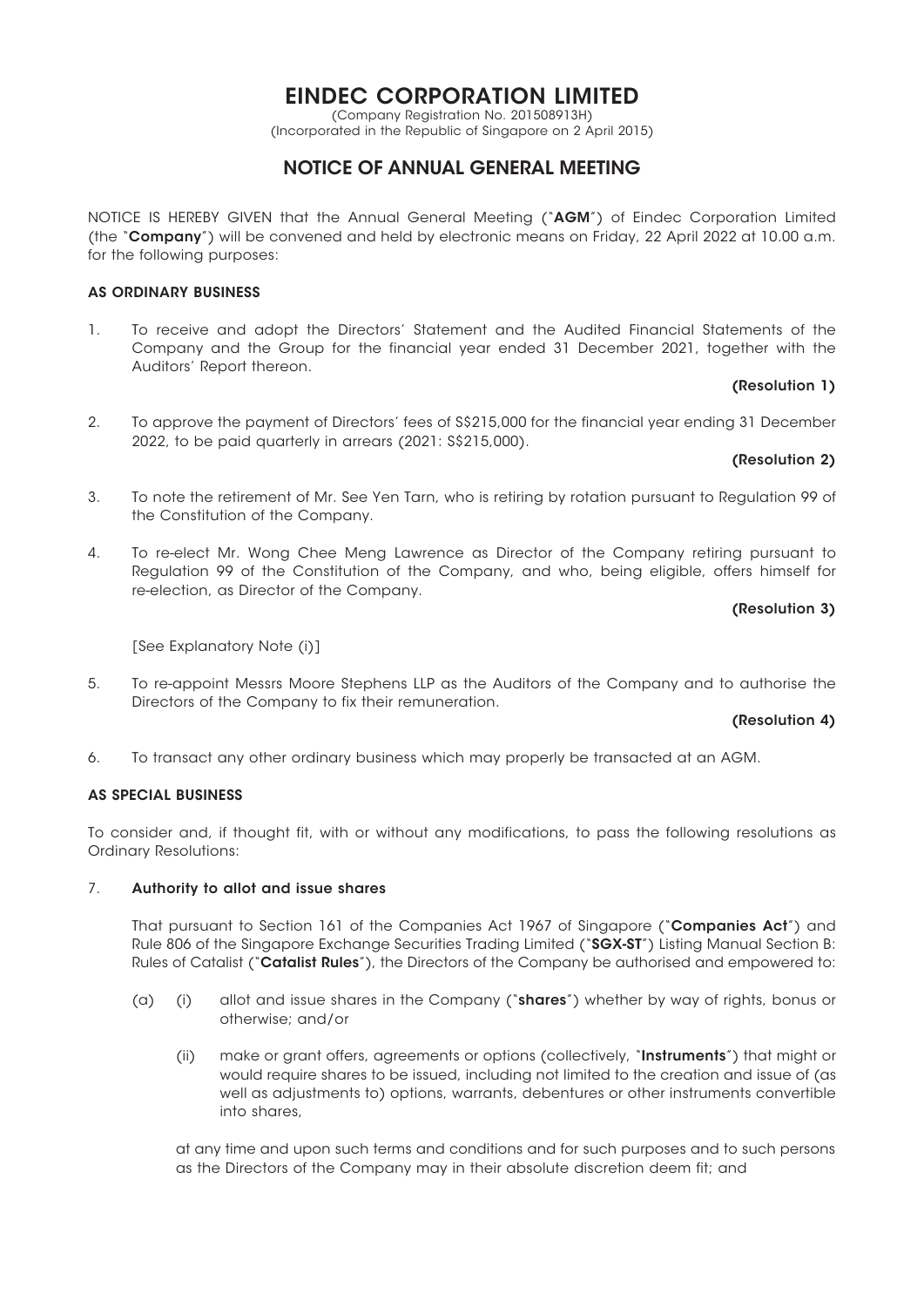# EINDEC CORPORATION LIMITED

(Company Registration No. 201508913H)
(Incorporated in the Republic of Singapore on 2 April 2015)

## NOTICE OF ANNUAL GENERAL MEETING

NOTICE IS HEREBY GIVEN that the Annual General Meeting ("**AGM**") of Eindec Corporation Limited (the "**Company**") will be convened and held by electronic means on Friday, 22 April 2022 at 10.00 a.m. for the following purposes:

### AS ORDINARY BUSINESS

1. To receive and adopt the Directors' Statement and the Audited Financial Statements of the Company and the Group for the financial year ended 31 December 2021, together with the Auditors' Report thereon.

   **(Resolution 1)**

2. To approve the payment of Directors' fees of S$215,000 for the financial year ending 31 December 2022, to be paid quarterly in arrears (2021: S$215,000).

   **(Resolution 2)**

3. To note the retirement of Mr. See Yen Tarn, who is retiring by rotation pursuant to Regulation 99 of the Constitution of the Company.

4. To re-elect Mr. Wong Chee Meng Lawrence as Director of the Company retiring pursuant to Regulation 99 of the Constitution of the Company, and who, being eligible, offers himself for re-election, as Director of the Company.

   **(Resolution 3)**

   [See Explanatory Note (i)]

5. To re-appoint Messrs Moore Stephens LLP as the Auditors of the Company and to authorise the Directors of the Company to fix their remuneration.

   **(Resolution 4)**

6. To transact any other ordinary business which may properly be transacted at an AGM.

### AS SPECIAL BUSINESS

To consider and, if thought fit, with or without any modifications, to pass the following resolutions as Ordinary Resolutions:

7. **Authority to allot and issue shares**

   That pursuant to Section 161 of the Companies Act 1967 of Singapore ("**Companies Act**") and Rule 806 of the Singapore Exchange Securities Trading Limited ("**SGX-ST**") Listing Manual Section B: Rules of Catalist ("**Catalist Rules**"), the Directors of the Company be authorised and empowered to:

   (a) (i) allot and issue shares in the Company ("**shares**") whether by way of rights, bonus or otherwise; and/or

   (ii) make or grant offers, agreements or options (collectively, "**Instruments**") that might or would require shares to be issued, including not limited to the creation and issue of (as well as adjustments to) options, warrants, debentures or other instruments convertible into shares,

   at any time and upon such terms and conditions and for such purposes and to such persons as the Directors of the Company may in their absolute discretion deem fit; and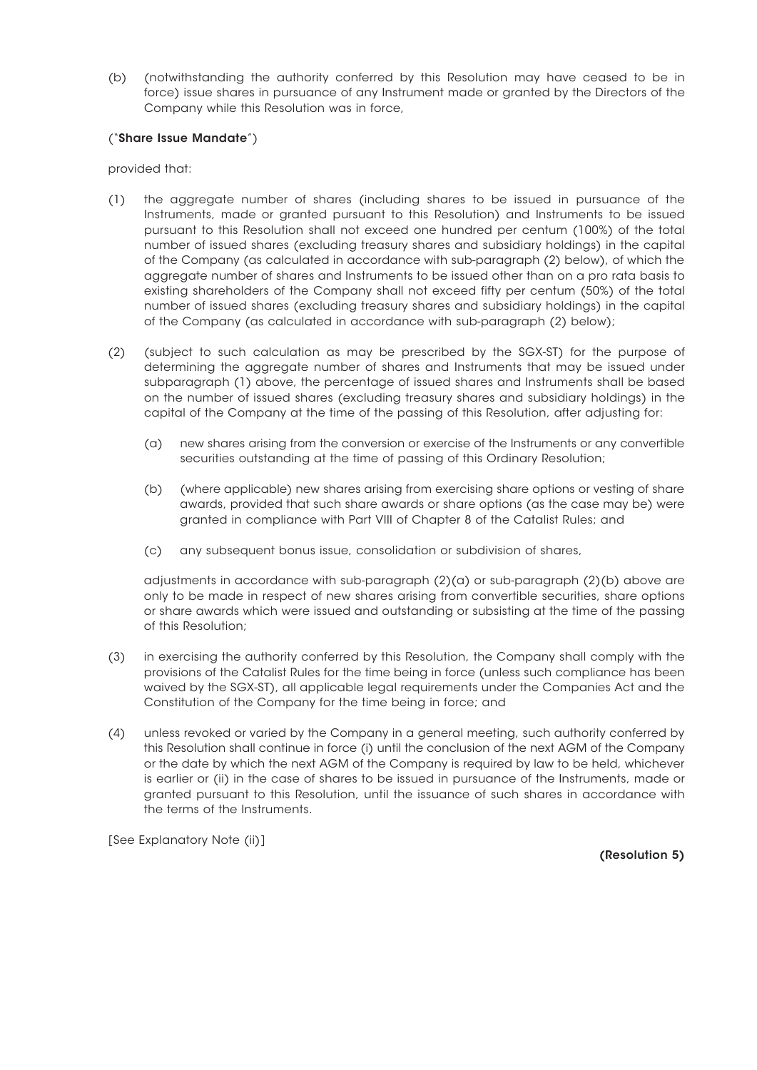(b) (notwithstanding the authority conferred by this Resolution may have ceased to be in force) issue shares in pursuance of any Instrument made or granted by the Directors of the Company while this Resolution was in force,

("**Share Issue Mandate**")

provided that:

(1) the aggregate number of shares (including shares to be issued in pursuance of the Instruments, made or granted pursuant to this Resolution) and Instruments to be issued pursuant to this Resolution shall not exceed one hundred per centum (100%) of the total number of issued shares (excluding treasury shares and subsidiary holdings) in the capital of the Company (as calculated in accordance with sub-paragraph (2) below), of which the aggregate number of shares and Instruments to be issued other than on a pro rata basis to existing shareholders of the Company shall not exceed fifty per centum (50%) of the total number of issued shares (excluding treasury shares and subsidiary holdings) in the capital of the Company (as calculated in accordance with sub-paragraph (2) below);

(2) (subject to such calculation as may be prescribed by the SGX-ST) for the purpose of determining the aggregate number of shares and Instruments that may be issued under subparagraph (1) above, the percentage of issued shares and Instruments shall be based on the number of issued shares (excluding treasury shares and subsidiary holdings) in the capital of the Company at the time of the passing of this Resolution, after adjusting for:

    (a) new shares arising from the conversion or exercise of the Instruments or any convertible securities outstanding at the time of passing of this Ordinary Resolution;

    (b) (where applicable) new shares arising from exercising share options or vesting of share awards, provided that such share awards or share options (as the case may be) were granted in compliance with Part VIII of Chapter 8 of the Catalist Rules; and

    (c) any subsequent bonus issue, consolidation or subdivision of shares,

    adjustments in accordance with sub-paragraph (2)(a) or sub-paragraph (2)(b) above are only to be made in respect of new shares arising from convertible securities, share options or share awards which were issued and outstanding or subsisting at the time of the passing of this Resolution;

(3) in exercising the authority conferred by this Resolution, the Company shall comply with the provisions of the Catalist Rules for the time being in force (unless such compliance has been waived by the SGX-ST), all applicable legal requirements under the Companies Act and the Constitution of the Company for the time being in force; and

(4) unless revoked or varied by the Company in a general meeting, such authority conferred by this Resolution shall continue in force (i) until the conclusion of the next AGM of the Company or the date by which the next AGM of the Company is required by law to be held, whichever is earlier or (ii) in the case of shares to be issued in pursuance of the Instruments, made or granted pursuant to this Resolution, until the issuance of such shares in accordance with the terms of the Instruments.

[See Explanatory Note (ii)]

**(Resolution 5)**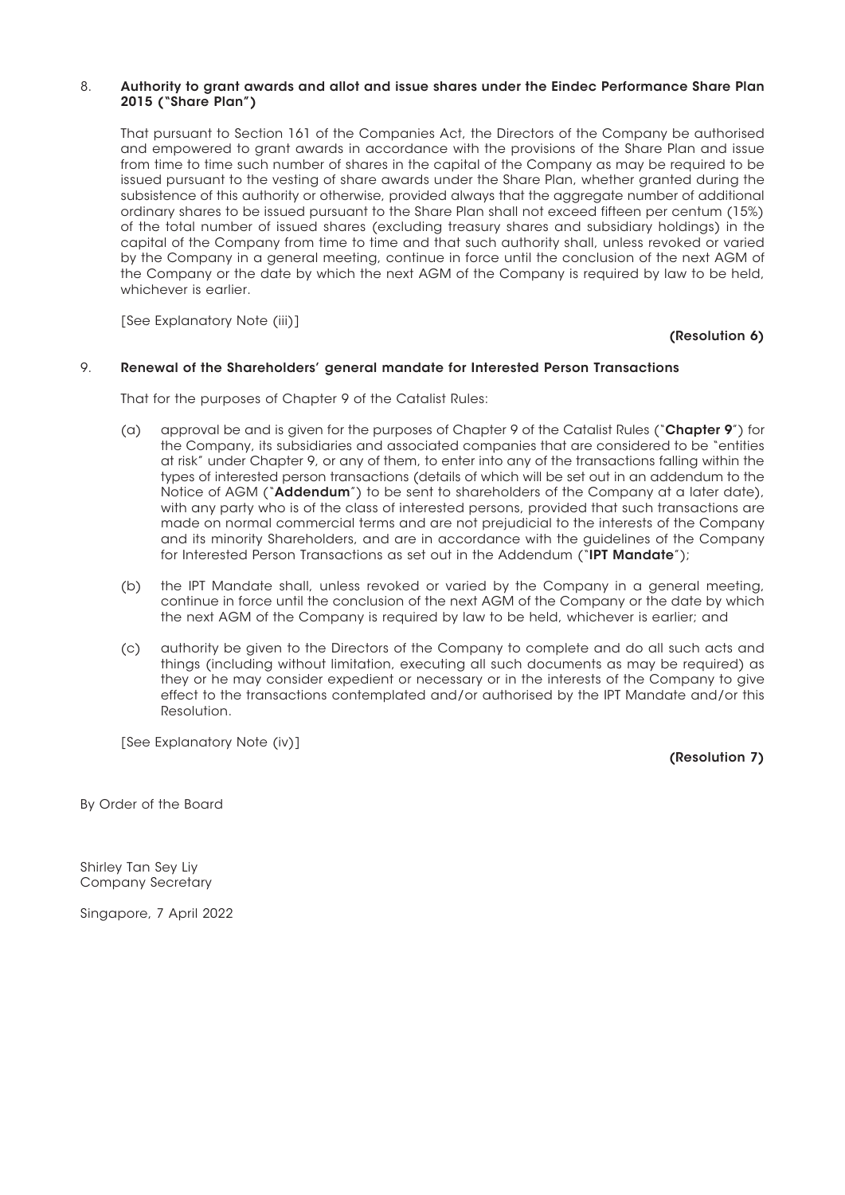8. **Authority to grant awards and allot and issue shares under the Eindec Performance Share Plan 2015 ("Share Plan")**

   That pursuant to Section 161 of the Companies Act, the Directors of the Company be authorised and empowered to grant awards in accordance with the provisions of the Share Plan and issue from time to time such number of shares in the capital of the Company as may be required to be issued pursuant to the vesting of share awards under the Share Plan, whether granted during the subsistence of this authority or otherwise, provided always that the aggregate number of additional ordinary shares to be issued pursuant to the Share Plan shall not exceed fifteen per centum (15%) of the total number of issued shares (excluding treasury shares and subsidiary holdings) in the capital of the Company from time to time and that such authority shall, unless revoked or varied by the Company in a general meeting, continue in force until the conclusion of the next AGM of the Company or the date by which the next AGM of the Company is required by law to be held, whichever is earlier.

   [See Explanatory Note (iii)]

   **(Resolution 6)**

9. **Renewal of the Shareholders' general mandate for Interested Person Transactions**

   That for the purposes of Chapter 9 of the Catalist Rules:

   (a) approval be and is given for the purposes of Chapter 9 of the Catalist Rules ("**Chapter 9**") for the Company, its subsidiaries and associated companies that are considered to be "entities at risk" under Chapter 9, or any of them, to enter into any of the transactions falling within the types of interested person transactions (details of which will be set out in an addendum to the Notice of AGM ("**Addendum**") to be sent to shareholders of the Company at a later date), with any party who is of the class of interested persons, provided that such transactions are made on normal commercial terms and are not prejudicial to the interests of the Company and its minority Shareholders, and are in accordance with the guidelines of the Company for Interested Person Transactions as set out in the Addendum ("**IPT Mandate**");

   (b) the IPT Mandate shall, unless revoked or varied by the Company in a general meeting, continue in force until the conclusion of the next AGM of the Company or the date by which the next AGM of the Company is required by law to be held, whichever is earlier; and

   (c) authority be given to the Directors of the Company to complete and do all such acts and things (including without limitation, executing all such documents as may be required) as they or he may consider expedient or necessary or in the interests of the Company to give effect to the transactions contemplated and/or authorised by the IPT Mandate and/or this Resolution.

   [See Explanatory Note (iv)]

   **(Resolution 7)**

By Order of the Board

Shirley Tan Sey Liy
Company Secretary

Singapore, 7 April 2022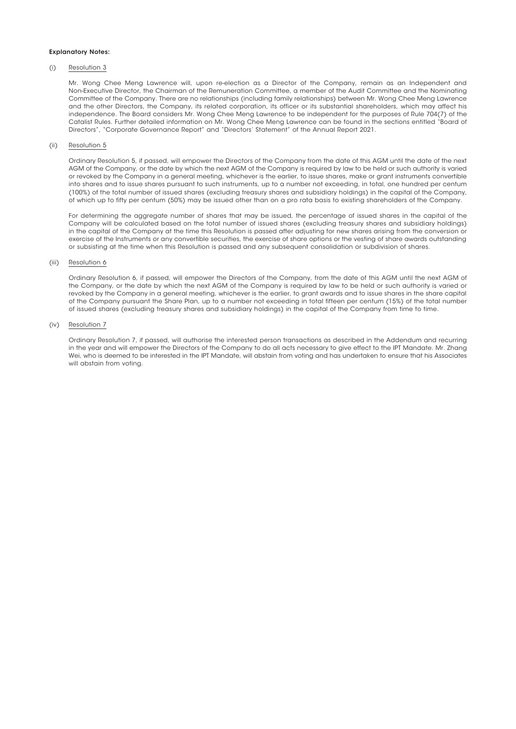**Explanatory Notes:**

(i) Resolution 3

Mr. Wong Chee Meng Lawrence will, upon re-election as a Director of the Company, remain as an Independent and Non-Executive Director, the Chairman of the Remuneration Committee, a member of the Audit Committee and the Nominating Committee of the Company. There are no relationships (including family relationships) between Mr. Wong Chee Meng Lawrence and the other Directors, the Company, its related corporation, its officer or its substantial shareholders, which may affect his independence. The Board considers Mr. Wong Chee Meng Lawrence to be independent for the purposes of Rule 704(7) of the Catalist Rules. Further detailed information on Mr. Wong Chee Meng Lawrence can be found in the sections entitled "Board of Directors", "Corporate Governance Report" and "Directors' Statement" of the Annual Report 2021.

(ii) Resolution 5

Ordinary Resolution 5, if passed, will empower the Directors of the Company from the date of this AGM until the date of the next AGM of the Company, or the date by which the next AGM of the Company is required by law to be held or such authority is varied or revoked by the Company in a general meeting, whichever is the earlier, to issue shares, make or grant instruments convertible into shares and to issue shares pursuant to such instruments, up to a number not exceeding, in total, one hundred per centum (100%) of the total number of issued shares (excluding treasury shares and subsidiary holdings) in the capital of the Company, of which up to fifty per centum (50%) may be issued other than on a pro rata basis to existing shareholders of the Company.

For determining the aggregate number of shares that may be issued, the percentage of issued shares in the capital of the Company will be calculated based on the total number of issued shares (excluding treasury shares and subsidiary holdings) in the capital of the Company at the time this Resolution is passed after adjusting for new shares arising from the conversion or exercise of the Instruments or any convertible securities, the exercise of share options or the vesting of share awards outstanding or subsisting at the time when this Resolution is passed and any subsequent consolidation or subdivision of shares.

(iii) Resolution 6

Ordinary Resolution 6, if passed, will empower the Directors of the Company, from the date of this AGM until the next AGM of the Company, or the date by which the next AGM of the Company is required by law to be held or such authority is varied or revoked by the Company in a general meeting, whichever is the earlier, to grant awards and to issue shares in the share capital of the Company pursuant the Share Plan, up to a number not exceeding in total fifteen per centum (15%) of the total number of issued shares (excluding treasury shares and subsidiary holdings) in the capital of the Company from time to time.

(iv) Resolution 7

Ordinary Resolution 7, if passed, will authorise the interested person transactions as described in the Addendum and recurring in the year and will empower the Directors of the Company to do all acts necessary to give effect to the IPT Mandate. Mr. Zhang Wei, who is deemed to be interested in the IPT Mandate, will abstain from voting and has undertaken to ensure that his Associates will abstain from voting.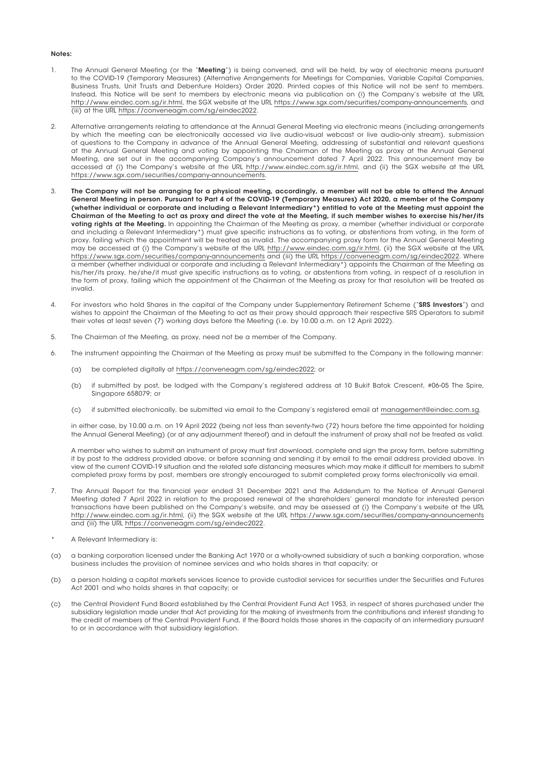**Notes:**

1. The Annual General Meeting (or the "**Meeting**") is being convened, and will be held, by way of electronic means pursuant to the COVID-19 (Temporary Measures) (Alternative Arrangements for Meetings for Companies, Variable Capital Companies, Business Trusts, Unit Trusts and Debenture Holders) Order 2020. Printed copies of this Notice will not be sent to members. Instead, this Notice will be sent to members by electronic means via publication on (i) the Company's website at the URL http://www.eindec.com.sg/ir.html, the SGX website at the URL https://www.sgx.com/securities/company-announcements, and (iii) at the URL https://conveneagm.com/sg/eindec2022.

2. Alternative arrangements relating to attendance at the Annual General Meeting via electronic means (including arrangements by which the meeting can be electronically accessed via live audio-visual webcast or live audio-only stream), submission of questions to the Company in advance of the Annual General Meeting, addressing of substantial and relevant questions at the Annual General Meeting and voting by appointing the Chairman of the Meeting as proxy at the Annual General Meeting, are set out in the accompanying Company's announcement dated 7 April 2022. This announcement may be accessed at (i) the Company's website at the URL http://www.eindec.com.sg/ir.html, and (ii) the SGX website at the URL https://www.sgx.com/securities/company-announcements.

3. **The Company will not be arranging for a physical meeting, accordingly, a member will not be able to attend the Annual General Meeting in person. Pursuant to Part 4 of the COVID-19 (Temporary Measures) Act 2020, a member of the Company (whether individual or corporate and including a Relevant Intermediary*) entitled to vote at the Meeting must appoint the Chairman of the Meeting to act as proxy and direct the vote at the Meeting, if such member wishes to exercise his/her/its voting rights at the Meeting.** In appointing the Chairman of the Meeting as proxy, a member (whether individual or corporate and including a Relevant Intermediary*) must give specific instructions as to voting, or abstentions from voting, in the form of proxy, failing which the appointment will be treated as invalid. The accompanying proxy form for the Annual General Meeting may be accessed at (i) the Company's website at the URL http://www.eindec.com.sg/ir.html, (ii) the SGX website at the URL https://www.sgx.com/securities/company-announcements and (iii) the URL https://conveneagm.com/sg/eindec2022. Where a member (whether individual or corporate and including a Relevant Intermediary*) appoints the Chairman of the Meeting as his/her/its proxy, he/she/it must give specific instructions as to voting, or abstentions from voting, in respect of a resolution in the form of proxy, failing which the appointment of the Chairman of the Meeting as proxy for that resolution will be treated as invalid.

4. For investors who hold Shares in the capital of the Company under Supplementary Retirement Scheme ("**SRS Investors**") and wishes to appoint the Chairman of the Meeting to act as their proxy should approach their respective SRS Operators to submit their votes at least seven (7) working days before the Meeting (i.e. by 10.00 a.m. on 12 April 2022).

5. The Chairman of the Meeting, as proxy, need not be a member of the Company.

6. The instrument appointing the Chairman of the Meeting as proxy must be submitted to the Company in the following manner:

   (a) be completed digitally at https://conveneagm.com/sg/eindec2022; or

   (b) if submitted by post, be lodged with the Company's registered address at 10 Bukit Batok Crescent, #06-05 The Spire, Singapore 658079; or

   (c) if submitted electronically, be submitted via email to the Company's registered email at management@eindec.com.sg,

   in either case, by 10.00 a.m. on 19 April 2022 (being not less than seventy-two (72) hours before the time appointed for holding the Annual General Meeting) (or at any adjournment thereof) and in default the instrument of proxy shall not be treated as valid.

   A member who wishes to submit an instrument of proxy must first download, complete and sign the proxy form, before submitting it by post to the address provided above, or before scanning and sending it by email to the email address provided above. In view of the current COVID-19 situation and the related safe distancing measures which may make it difficult for members to submit completed proxy forms by post, members are strongly encouraged to submit completed proxy forms electronically via email.

7. The Annual Report for the financial year ended 31 December 2021 and the Addendum to the Notice of Annual General Meeting dated 7 April 2022 in relation to the proposed renewal of the shareholders' general mandate for interested person transactions have been published on the Company's website, and may be assessed at (i) the Company's website at the URL http://www.eindec.com.sg/ir.html, (ii) the SGX website at the URL https://www.sgx.com/securities/company-announcements and (iii) the URL https://conveneagm.com/sg/eindec2022.

\* A Relevant Intermediary is:

(a) a banking corporation licensed under the Banking Act 1970 or a wholly-owned subsidiary of such a banking corporation, whose business includes the provision of nominee services and who holds shares in that capacity; or

(b) a person holding a capital markets services licence to provide custodial services for securities under the Securities and Futures Act 2001 and who holds shares in that capacity; or

(c) the Central Provident Fund Board established by the Central Provident Fund Act 1953, in respect of shares purchased under the subsidiary legislation made under that Act providing for the making of investments from the contributions and interest standing to the credit of members of the Central Provident Fund, if the Board holds those shares in the capacity of an intermediary pursuant to or in accordance with that subsidiary legislation.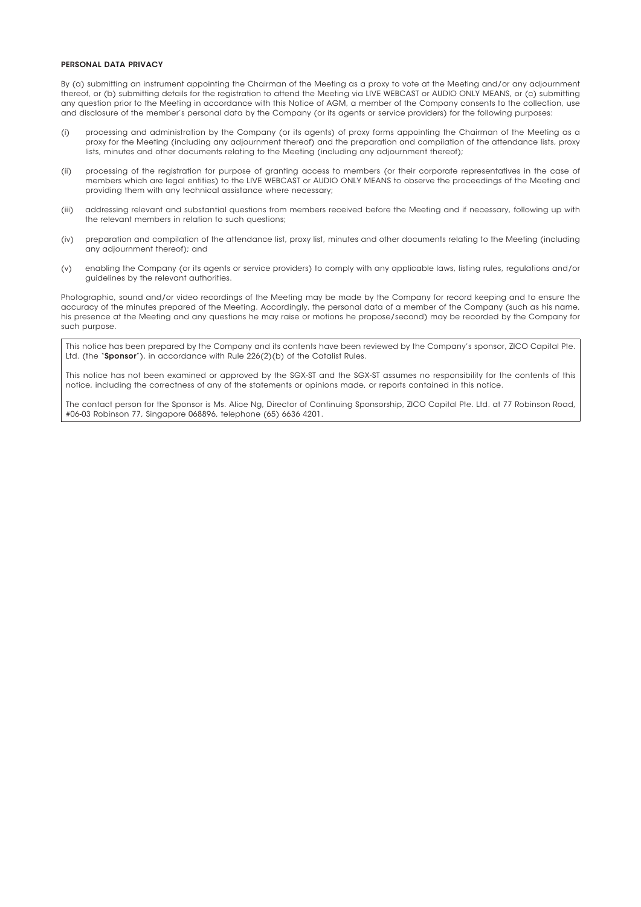**PERSONAL DATA PRIVACY**

By (a) submitting an instrument appointing the Chairman of the Meeting as a proxy to vote at the Meeting and/or any adjournment thereof, or (b) submitting details for the registration to attend the Meeting via LIVE WEBCAST or AUDIO ONLY MEANS, or (c) submitting any question prior to the Meeting in accordance with this Notice of AGM, a member of the Company consents to the collection, use and disclosure of the member's personal data by the Company (or its agents or service providers) for the following purposes:

(i) processing and administration by the Company (or its agents) of proxy forms appointing the Chairman of the Meeting as a proxy for the Meeting (including any adjournment thereof) and the preparation and compilation of the attendance lists, proxy lists, minutes and other documents relating to the Meeting (including any adjournment thereof);

(ii) processing of the registration for purpose of granting access to members (or their corporate representatives in the case of members which are legal entities) to the LIVE WEBCAST or AUDIO ONLY MEANS to observe the proceedings of the Meeting and providing them with any technical assistance where necessary;

(iii) addressing relevant and substantial questions from members received before the Meeting and if necessary, following up with the relevant members in relation to such questions;

(iv) preparation and compilation of the attendance list, proxy list, minutes and other documents relating to the Meeting (including any adjournment thereof); and

(v) enabling the Company (or its agents or service providers) to comply with any applicable laws, listing rules, regulations and/or guidelines by the relevant authorities.

Photographic, sound and/or video recordings of the Meeting may be made by the Company for record keeping and to ensure the accuracy of the minutes prepared of the Meeting. Accordingly, the personal data of a member of the Company (such as his name, his presence at the Meeting and any questions he may raise or motions he propose/second) may be recorded by the Company for such purpose.

This notice has been prepared by the Company and its contents have been reviewed by the Company's sponsor, ZICO Capital Pte. Ltd. (the "**Sponsor**"), in accordance with Rule 226(2)(b) of the Catalist Rules.

This notice has not been examined or approved by the SGX-ST and the SGX-ST assumes no responsibility for the contents of this notice, including the correctness of any of the statements or opinions made, or reports contained in this notice.

The contact person for the Sponsor is Ms. Alice Ng, Director of Continuing Sponsorship, ZICO Capital Pte. Ltd. at 77 Robinson Road, #06-03 Robinson 77, Singapore 068896, telephone (65) 6636 4201.